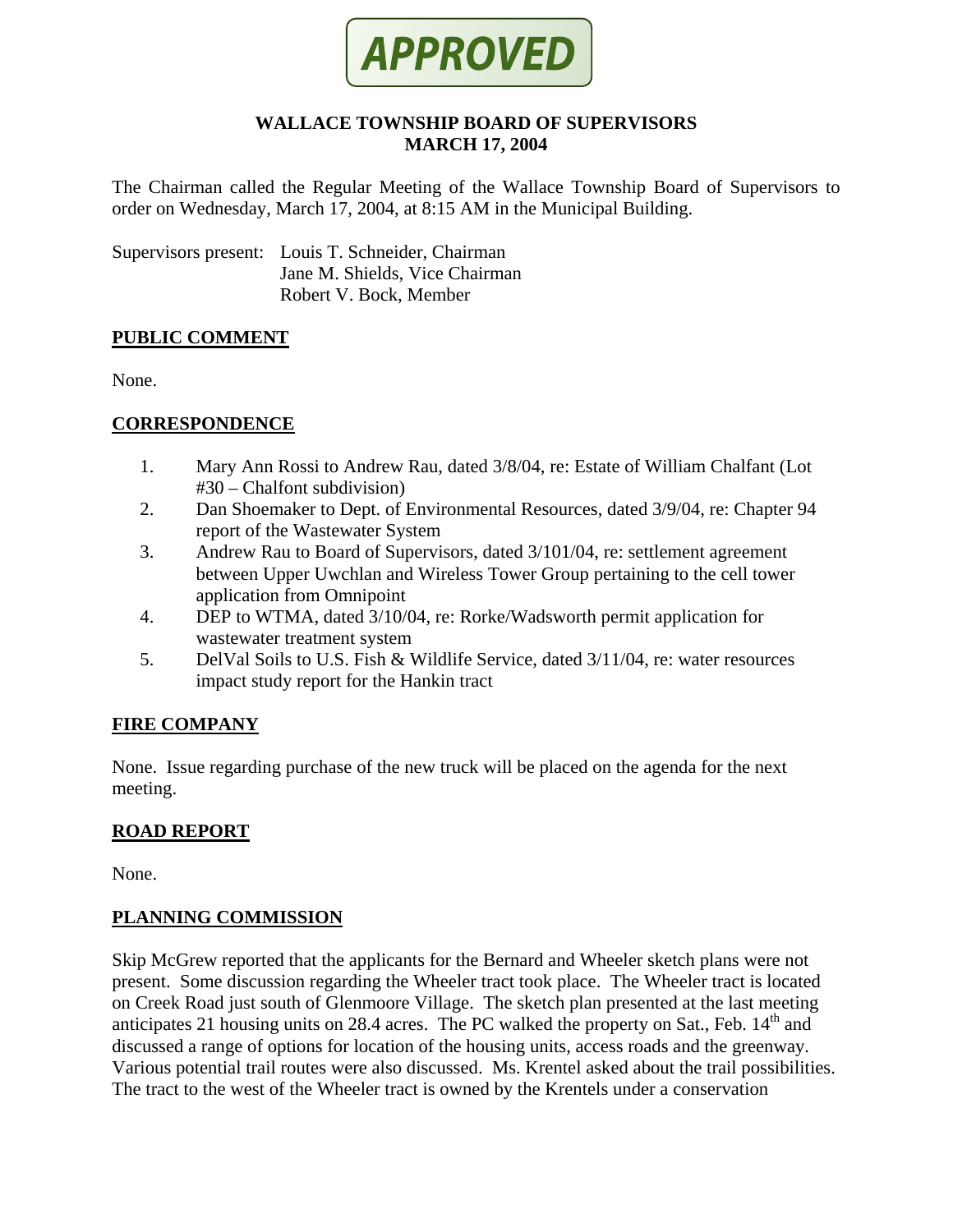**APPROVED**

# WALLACE TOWNSHIP BOARD OF SUPERVISORS
## MARCH 17, 2004

The Chairman called the Regular Meeting of the Wallace Township Board of Supervisors to order on Wednesday, March 17, 2004, at 8:15 AM in the Municipal Building.

Supervisors present: Louis T. Schneider, Chairman
Jane M. Shields, Vice Chairman
Robert V. Bock, Member

## PUBLIC COMMENT

None.

## CORRESPONDENCE

1. Mary Ann Rossi to Andrew Rau, dated 3/8/04, re: Estate of William Chalfant (Lot #30 – Chalfont subdivision)
2. Dan Shoemaker to Dept. of Environmental Resources, dated 3/9/04, re: Chapter 94 report of the Wastewater System
3. Andrew Rau to Board of Supervisors, dated 3/101/04, re: settlement agreement between Upper Uwchlan and Wireless Tower Group pertaining to the cell tower application from Omnipoint
4. DEP to WTMA, dated 3/10/04, re: Rorke/Wadsworth permit application for wastewater treatment system
5. DelVal Soils to U.S. Fish & Wildlife Service, dated 3/11/04, re: water resources impact study report for the Hankin tract

## FIRE COMPANY

None. Issue regarding purchase of the new truck will be placed on the agenda for the next meeting.

## ROAD REPORT

None.

## PLANNING COMMISSION

Skip McGrew reported that the applicants for the Bernard and Wheeler sketch plans were not present. Some discussion regarding the Wheeler tract took place. The Wheeler tract is located on Creek Road just south of Glenmoore Village. The sketch plan presented at the last meeting anticipates 21 housing units on 28.4 acres. The PC walked the property on Sat., Feb. 14th and discussed a range of options for location of the housing units, access roads and the greenway. Various potential trail routes were also discussed. Ms. Krentel asked about the trail possibilities. The tract to the west of the Wheeler tract is owned by the Krentels under a conservation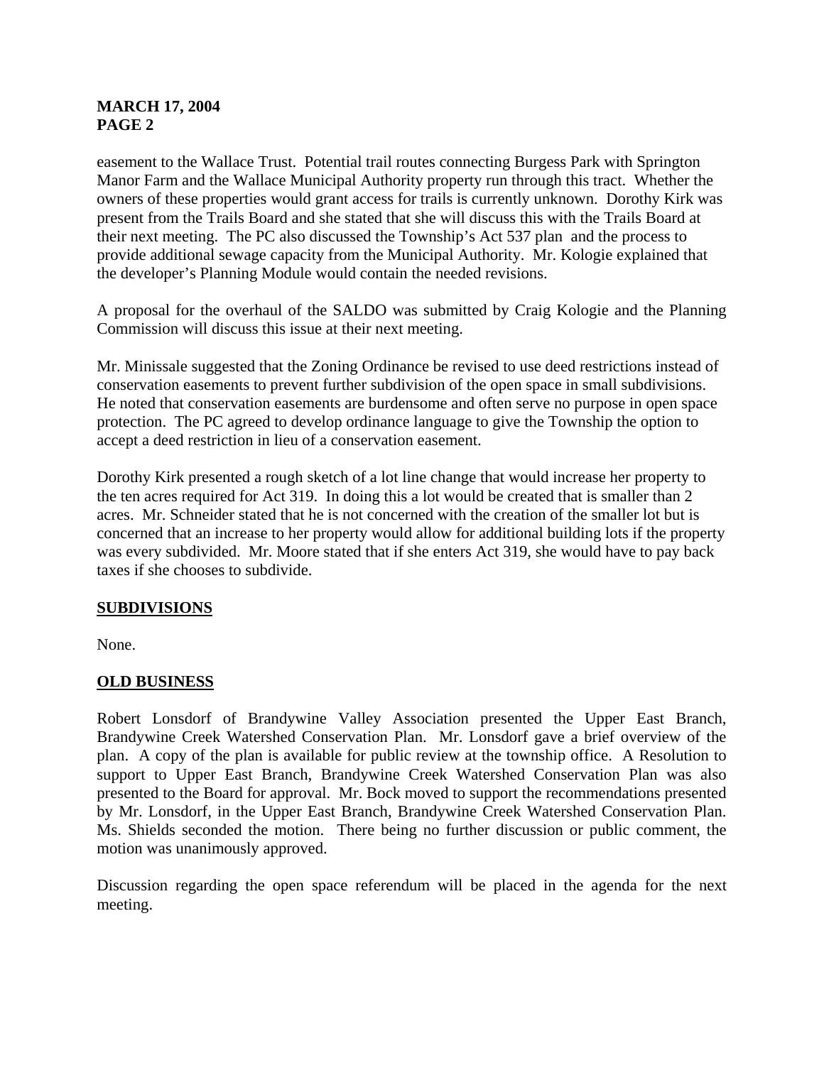easement to the Wallace Trust. Potential trail routes connecting Burgess Park with Springton Manor Farm and the Wallace Municipal Authority property run through this tract. Whether the owners of these properties would grant access for trails is currently unknown. Dorothy Kirk was present from the Trails Board and she stated that she will discuss this with the Trails Board at their next meeting. The PC also discussed the Township's Act 537 plan and the process to provide additional sewage capacity from the Municipal Authority. Mr. Kologie explained that the developer's Planning Module would contain the needed revisions.

A proposal for the overhaul of the SALDO was submitted by Craig Kologie and the Planning Commission will discuss this issue at their next meeting.

Mr. Minissale suggested that the Zoning Ordinance be revised to use deed restrictions instead of conservation easements to prevent further subdivision of the open space in small subdivisions. He noted that conservation easements are burdensome and often serve no purpose in open space protection. The PC agreed to develop ordinance language to give the Township the option to accept a deed restriction in lieu of a conservation easement.

Dorothy Kirk presented a rough sketch of a lot line change that would increase her property to the ten acres required for Act 319. In doing this a lot would be created that is smaller than 2 acres. Mr. Schneider stated that he is not concerned with the creation of the smaller lot but is concerned that an increase to her property would allow for additional building lots if the property was every subdivided. Mr. Moore stated that if she enters Act 319, she would have to pay back taxes if she chooses to subdivide.

## SUBDIVISIONS

None.

## OLD BUSINESS

Robert Lonsdorf of Brandywine Valley Association presented the Upper East Branch, Brandywine Creek Watershed Conservation Plan. Mr. Lonsdorf gave a brief overview of the plan. A copy of the plan is available for public review at the township office. A Resolution to support to Upper East Branch, Brandywine Creek Watershed Conservation Plan was also presented to the Board for approval. Mr. Bock moved to support the recommendations presented by Mr. Lonsdorf, in the Upper East Branch, Brandywine Creek Watershed Conservation Plan. Ms. Shields seconded the motion. There being no further discussion or public comment, the motion was unanimously approved.

Discussion regarding the open space referendum will be placed in the agenda for the next meeting.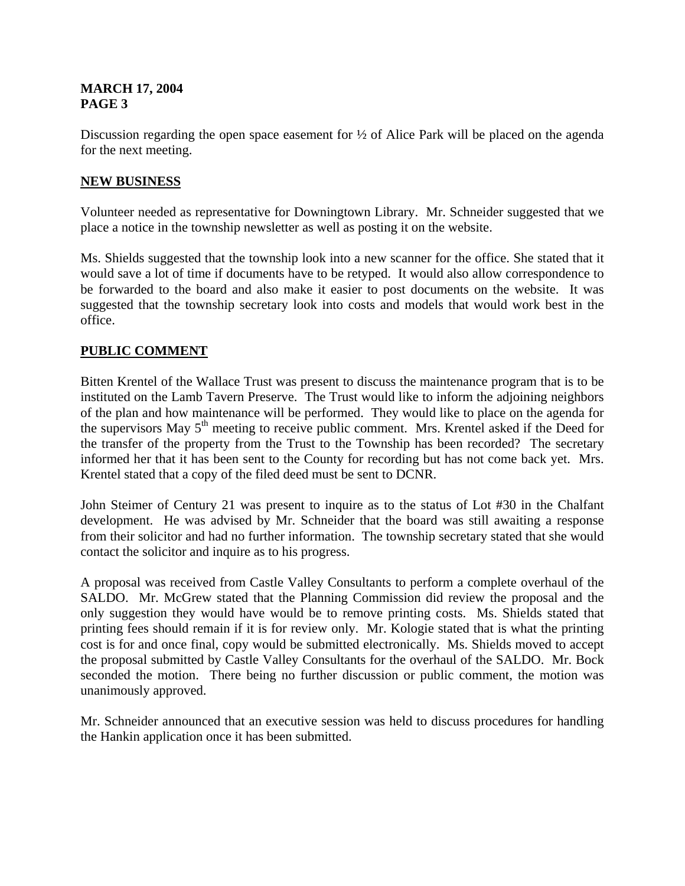Discussion regarding the open space easement for ½ of Alice Park will be placed on the agenda for the next meeting.

## NEW BUSINESS

Volunteer needed as representative for Downingtown Library. Mr. Schneider suggested that we place a notice in the township newsletter as well as posting it on the website.

Ms. Shields suggested that the township look into a new scanner for the office. She stated that it would save a lot of time if documents have to be retyped. It would also allow correspondence to be forwarded to the board and also make it easier to post documents on the website. It was suggested that the township secretary look into costs and models that would work best in the office.

## PUBLIC COMMENT

Bitten Krentel of the Wallace Trust was present to discuss the maintenance program that is to be instituted on the Lamb Tavern Preserve. The Trust would like to inform the adjoining neighbors of the plan and how maintenance will be performed. They would like to place on the agenda for the supervisors May 5th meeting to receive public comment. Mrs. Krentel asked if the Deed for the transfer of the property from the Trust to the Township has been recorded? The secretary informed her that it has been sent to the County for recording but has not come back yet. Mrs. Krentel stated that a copy of the filed deed must be sent to DCNR.

John Steimer of Century 21 was present to inquire as to the status of Lot #30 in the Chalfant development. He was advised by Mr. Schneider that the board was still awaiting a response from their solicitor and had no further information. The township secretary stated that she would contact the solicitor and inquire as to his progress.

A proposal was received from Castle Valley Consultants to perform a complete overhaul of the SALDO. Mr. McGrew stated that the Planning Commission did review the proposal and the only suggestion they would have would be to remove printing costs. Ms. Shields stated that printing fees should remain if it is for review only. Mr. Kologie stated that is what the printing cost is for and once final, copy would be submitted electronically. Ms. Shields moved to accept the proposal submitted by Castle Valley Consultants for the overhaul of the SALDO. Mr. Bock seconded the motion. There being no further discussion or public comment, the motion was unanimously approved.

Mr. Schneider announced that an executive session was held to discuss procedures for handling the Hankin application once it has been submitted.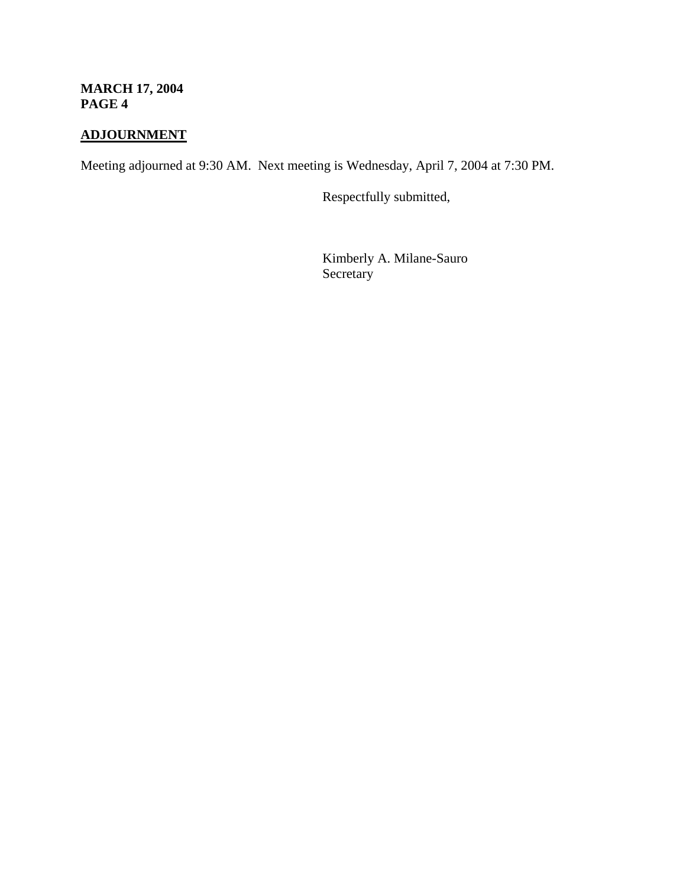## ADJOURNMENT

Meeting adjourned at 9:30 AM. Next meeting is Wednesday, April 7, 2004 at 7:30 PM.

Respectfully submitted,

Kimberly A. Milane-Sauro
Secretary